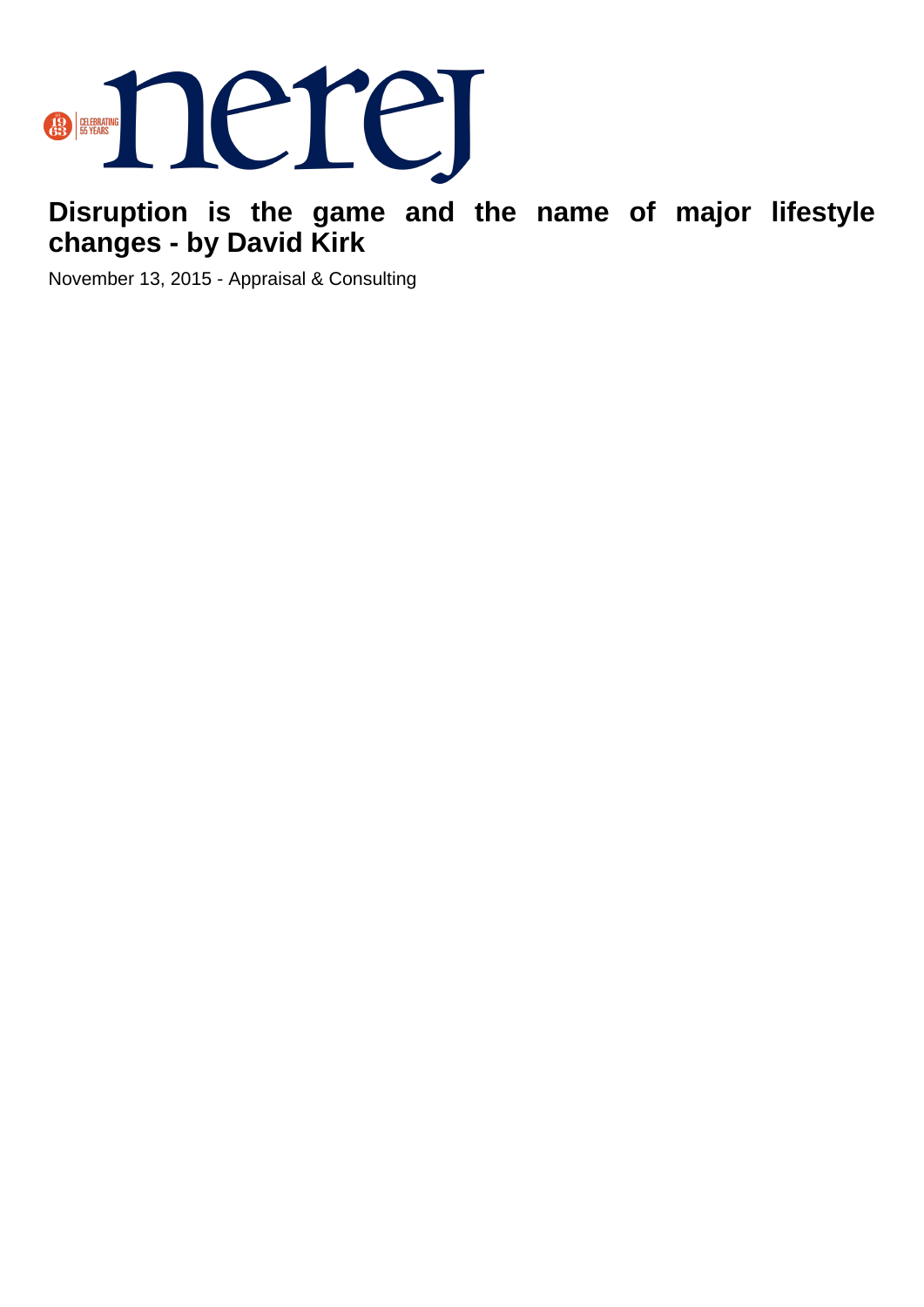# Disruption is the game and the name of major lifestyle changes - by David Kirk

November 13, 2015 - Appraisal & Consulting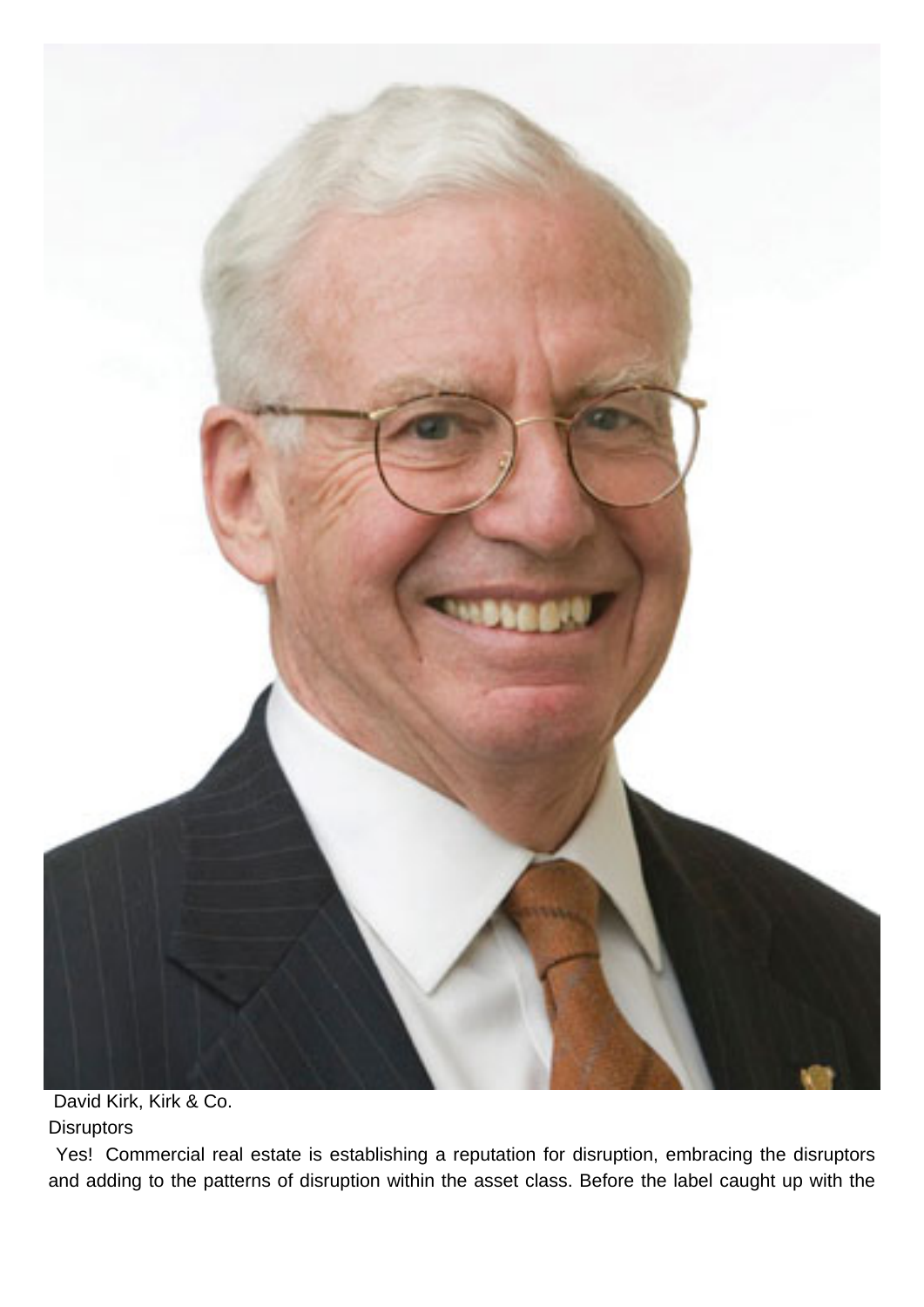David Kirk, Kirk & Co.

Disruptors

Yes! Commercial real estate is establishing a reputation for disruption, embracing the disruptors and adding to the patterns of disruption within the asset class. Before the label caught up with the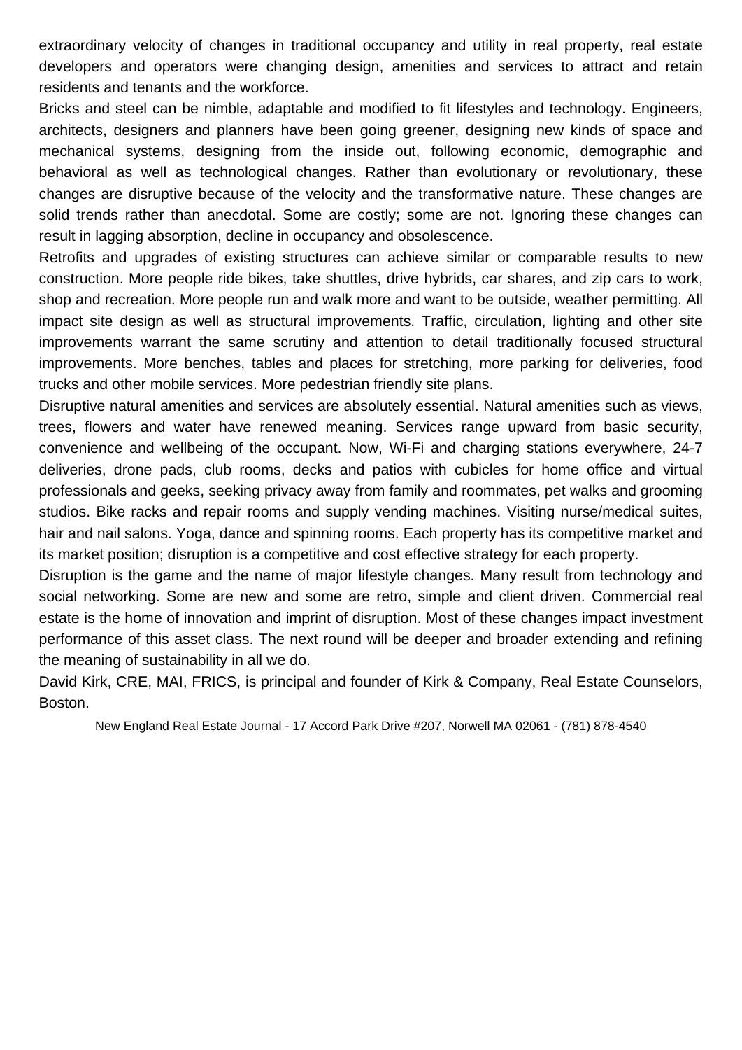extraordinary velocity of changes in traditional occupancy and utility in real property, real estate developers and operators were changing design, amenities and services to attract and retain residents and tenants and the workforce.

Bricks and steel can be nimble, adaptable and modified to fit lifestyles and technology. Engineers, architects, designers and planners have been going greener, designing new kinds of space and mechanical systems, designing from the inside out, following economic, demographic and behavioral as well as technological changes. Rather than evolutionary or revolutionary, these changes are disruptive because of the velocity and the transformative nature. These changes are solid trends rather than anecdotal. Some are costly; some are not. Ignoring these changes can result in lagging absorption, decline in occupancy and obsolescence.

Retrofits and upgrades of existing structures can achieve similar or comparable results to new construction. More people ride bikes, take shuttles, drive hybrids, car shares, and zip cars to work, shop and recreation. More people run and walk more and want to be outside, weather permitting. All impact site design as well as structural improvements. Traffic, circulation, lighting and other site improvements warrant the same scrutiny and attention to detail traditionally focused structural improvements. More benches, tables and places for stretching, more parking for deliveries, food trucks and other mobile services. More pedestrian friendly site plans.

Disruptive natural amenities and services are absolutely essential. Natural amenities such as views, trees, flowers and water have renewed meaning. Services range upward from basic security, convenience and wellbeing of the occupant. Now, Wi-Fi and charging stations everywhere, 24-7 deliveries, drone pads, club rooms, decks and patios with cubicles for home office and virtual professionals and geeks, seeking privacy away from family and roommates, pet walks and grooming studios. Bike racks and repair rooms and supply vending machines. Visiting nurse/medical suites, hair and nail salons. Yoga, dance and spinning rooms. Each property has its competitive market and its market position; disruption is a competitive and cost effective strategy for each property.

Disruption is the game and the name of major lifestyle changes. Many result from technology and social networking. Some are new and some are retro, simple and client driven. Commercial real estate is the home of innovation and imprint of disruption. Most of these changes impact investment performance of this asset class. The next round will be deeper and broader extending and refining the meaning of sustainability in all we do.

David Kirk, CRE, MAI, FRICS, is principal and founder of Kirk & Company, Real Estate Counselors, Boston.